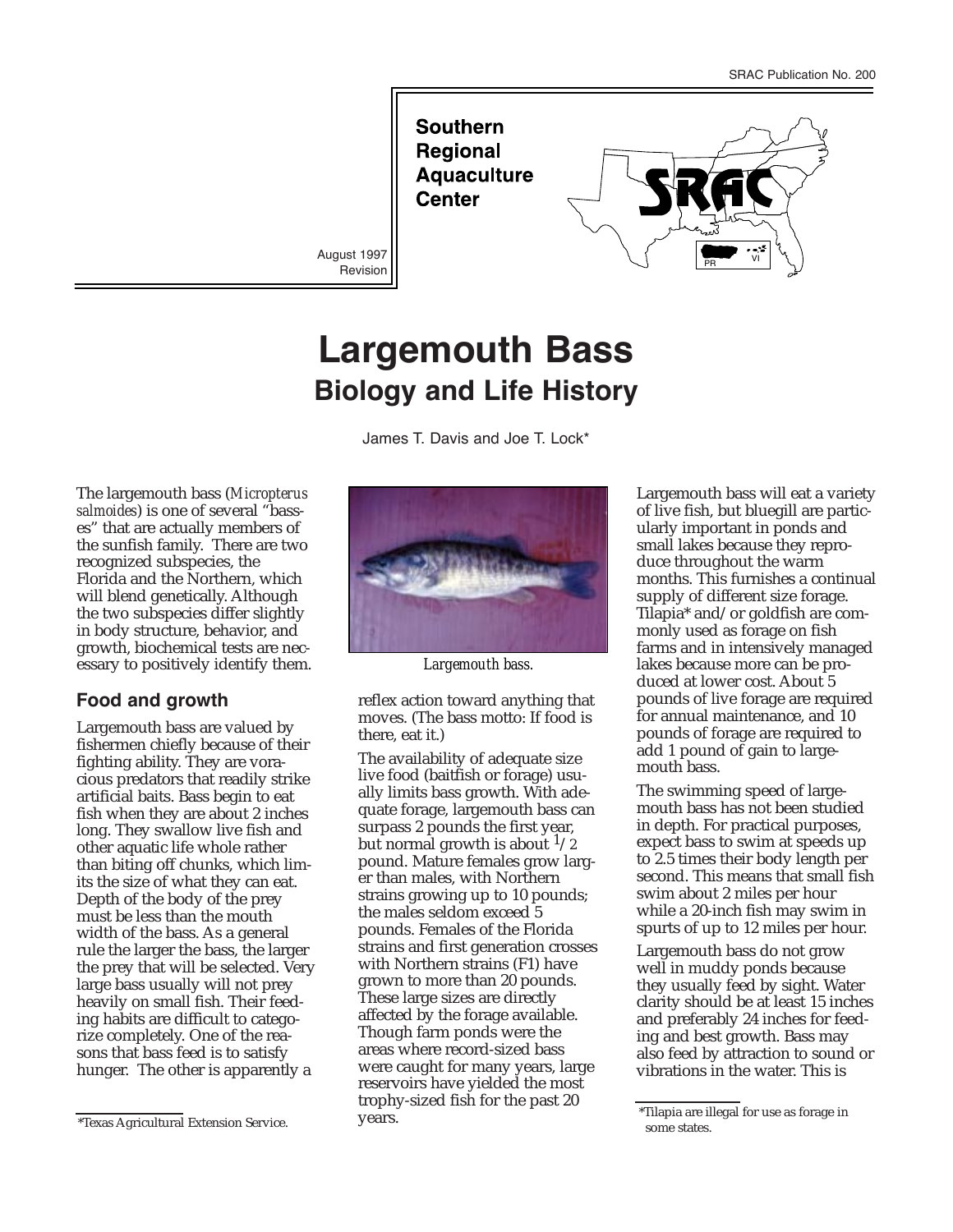SRAC Publication No. 200

**Southern Regional Aquaculture Center**

August 1997
Revision

# Largemouth Bass
## Biology and Life History

James T. Davis and Joe T. Lock*

The largemouth bass (*Micropterus salmoides*) is one of several "basses" that are actually members of the sunfish family. There are two recognized subspecies, the Florida and the Northern, which will blend genetically. Although the two subspecies differ slightly in body structure, behavior, and growth, biochemical tests are necessary to positively identify them.

### Food and growth

Largemouth bass are valued by fishermen chiefly because of their fighting ability. They are voracious predators that readily strike artificial baits. Bass begin to eat fish when they are about 2 inches long. They swallow live fish and other aquatic life whole rather than biting off chunks, which limits the size of what they can eat. Depth of the body of the prey must be less than the mouth width of the bass. As a general rule the larger the bass, the larger the prey that will be selected. Very large bass usually will not prey heavily on small fish. Their feeding habits are difficult to categorize completely. One of the reasons that bass feed is to satisfy hunger. The other is apparently a reflex action toward anything that moves. (The bass motto: If food is there, eat it.)

*Largemouth bass.*

The availability of adequate size live food (baitfish or forage) usually limits bass growth. With adequate forage, largemouth bass can surpass 2 pounds the first year, but normal growth is about 1/2 pound. Mature females grow larger than males, with Northern strains growing up to 10 pounds; the males seldom exceed 5 pounds. Females of the Florida strains and first generation crosses with Northern strains (F1) have grown to more than 20 pounds. These large sizes are directly affected by the forage available. Though farm ponds were the areas where record-sized bass were caught for many years, large reservoirs have yielded the most trophy-sized fish for the past 20 years.

Largemouth bass will eat a variety of live fish, but bluegill are particularly important in ponds and small lakes because they reproduce throughout the warm months. This furnishes a continual supply of different size forage. Tilapia* and/or goldfish are commonly used as forage on fish farms and in intensively managed lakes because more can be produced at lower cost. About 5 pounds of live forage are required for annual maintenance, and 10 pounds of forage are required to add 1 pound of gain to largemouth bass.

The swimming speed of largemouth bass has not been studied in depth. For practical purposes, expect bass to swim at speeds up to 2.5 times their body length per second. This means that small fish swim about 2 miles per hour while a 20-inch fish may swim in spurts of up to 12 miles per hour.

Largemouth bass do not grow well in muddy ponds because they usually feed by sight. Water clarity should be at least 15 inches and preferably 24 inches for feeding and best growth. Bass may also feed by attraction to sound or vibrations in the water. This is

*Texas Agricultural Extension Service.

*Tilapia are illegal for use as forage in some states.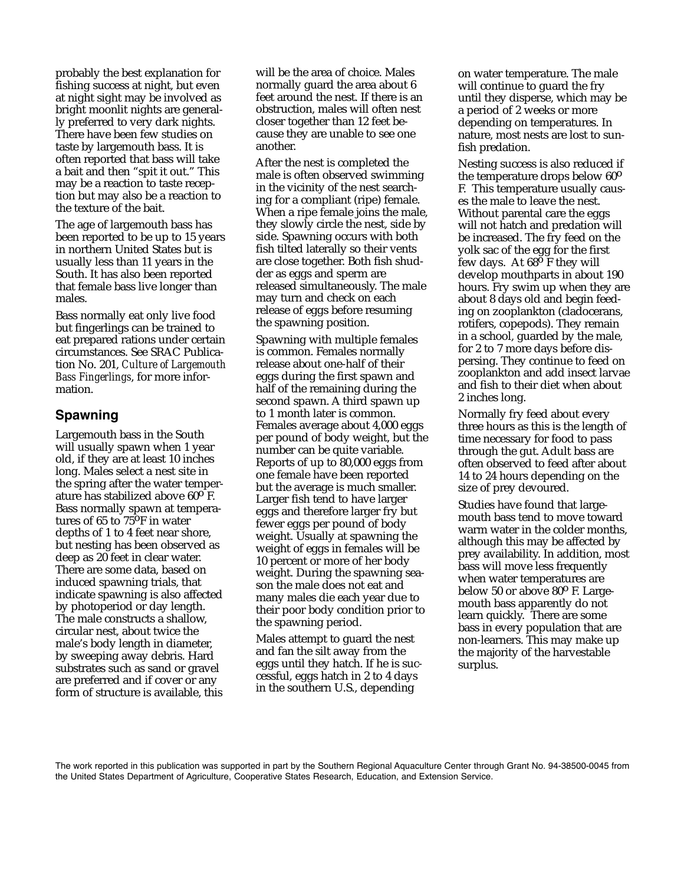probably the best explanation for fishing success at night, but even at night sight may be involved as bright moonlit nights are generally preferred to very dark nights. There have been few studies on taste by largemouth bass. It is often reported that bass will take a bait and then "spit it out." This may be a reaction to taste reception but may also be a reaction to the texture of the bait.

The age of largemouth bass has been reported to be up to 15 years in northern United States but is usually less than 11 years in the South. It has also been reported that female bass live longer than males.

Bass normally eat only live food but fingerlings can be trained to eat prepared rations under certain circumstances. See SRAC Publication No. 201, *Culture of Largemouth Bass Fingerlings*, for more information.

## Spawning

Largemouth bass in the South will usually spawn when 1 year old, if they are at least 10 inches long. Males select a nest site in the spring after the water temperature has stabilized above 60$^{o}$ F. Bass normally spawn at temperatures of 65 to 75$^{o}$F in water depths of 1 to 4 feet near shore, but nesting has been observed as deep as 20 feet in clear water. There are some data, based on induced spawning trials, that indicate spawning is also affected by photoperiod or day length. The male constructs a shallow, circular nest, about twice the male's body length in diameter, by sweeping away debris. Hard substrates such as sand or gravel are preferred and if cover or any form of structure is available, this will be the area of choice. Males normally guard the area about 6 feet around the nest. If there is an obstruction, males will often nest closer together than 12 feet because they are unable to see one another.

After the nest is completed the male is often observed swimming in the vicinity of the nest searching for a compliant (ripe) female. When a ripe female joins the male, they slowly circle the nest, side by side. Spawning occurs with both fish tilted laterally so their vents are close together. Both fish shudder as eggs and sperm are released simultaneously. The male may turn and check on each release of eggs before resuming the spawning position.

Spawning with multiple females is common. Females normally release about one-half of their eggs during the first spawn and half of the remaining during the second spawn. A third spawn up to 1 month later is common. Females average about 4,000 eggs per pound of body weight, but the number can be quite variable. Reports of up to 80,000 eggs from one female have been reported but the average is much smaller. Larger fish tend to have larger eggs and therefore larger fry but fewer eggs per pound of body weight. Usually at spawning the weight of eggs in females will be 10 percent or more of her body weight. During the spawning season the male does not eat and many males die each year due to their poor body condition prior to the spawning period.

Males attempt to guard the nest and fan the silt away from the eggs until they hatch. If he is successful, eggs hatch in 2 to 4 days in the southern U.S., depending on water temperature. The male will continue to guard the fry until they disperse, which may be a period of 2 weeks or more depending on temperatures. In nature, most nests are lost to sunfish predation.

Nesting success is also reduced if the temperature drops below 60$^{o}$ F. This temperature usually causes the male to leave the nest. Without parental care the eggs will not hatch and predation will be increased. The fry feed on the yolk sac of the egg for the first few days. At 68$^{o}$ F they will develop mouthparts in about 190 hours. Fry swim up when they are about 8 days old and begin feeding on zooplankton (cladocerans, rotifers, copepods). They remain in a school, guarded by the male, for 2 to 7 more days before dispersing. They continue to feed on zooplankton and add insect larvae and fish to their diet when about 2 inches long.

Normally fry feed about every three hours as this is the length of time necessary for food to pass through the gut. Adult bass are often observed to feed after about 14 to 24 hours depending on the size of prey devoured.

Studies have found that largemouth bass tend to move toward warm water in the colder months, although this may be affected by prey availability. In addition, most bass will move less frequently when water temperatures are below 50 or above 80$^{o}$ F. Largemouth bass apparently do not learn quickly. There are some bass in every population that are non-learners. This may make up the majority of the harvestable surplus.

The work reported in this publication was supported in part by the Southern Regional Aquaculture Center through Grant No. 94-38500-0045 from the United States Department of Agriculture, Cooperative States Research, Education, and Extension Service.